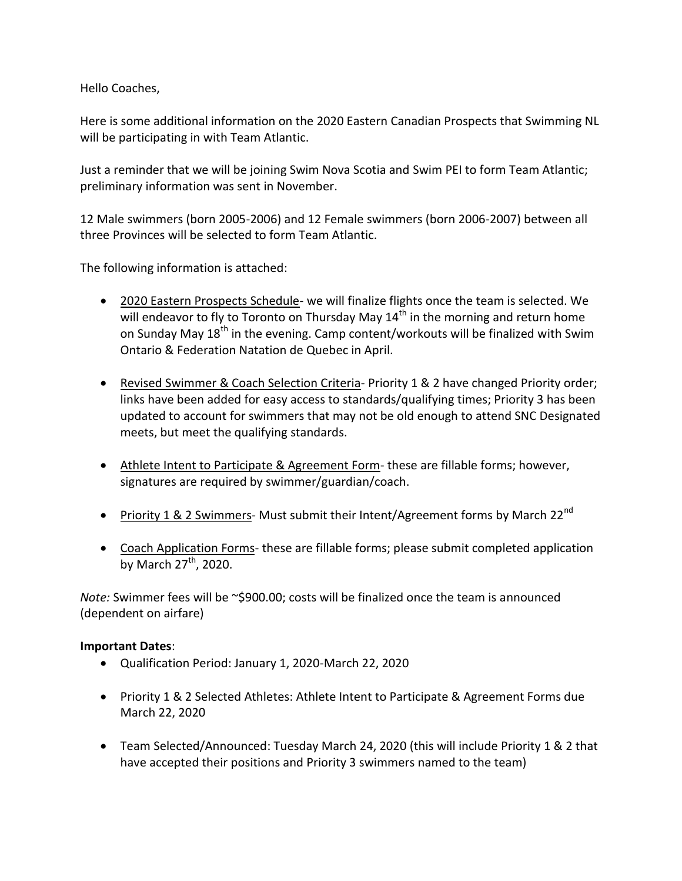Hello Coaches,

Here is some additional information on the 2020 Eastern Canadian Prospects that Swimming NL will be participating in with Team Atlantic.

Just a reminder that we will be joining Swim Nova Scotia and Swim PEI to form Team Atlantic; preliminary information was sent in November.

12 Male swimmers (born 2005-2006) and 12 Female swimmers (born 2006-2007) between all three Provinces will be selected to form Team Atlantic.

The following information is attached:

- 2020 Eastern Prospects Schedule- we will finalize flights once the team is selected. We will endeavor to fly to Toronto on Thursday May 14th in the morning and return home on Sunday May 18th in the evening. Camp content/workouts will be finalized with Swim Ontario & Federation Natation de Quebec in April.
- Revised Swimmer & Coach Selection Criteria- Priority 1 & 2 have changed Priority order; links have been added for easy access to standards/qualifying times; Priority 3 has been updated to account for swimmers that may not be old enough to attend SNC Designated meets, but meet the qualifying standards.
- Athlete Intent to Participate & Agreement Form- these are fillable forms; however, signatures are required by swimmer/guardian/coach.
- Priority 1 & 2 Swimmers- Must submit their Intent/Agreement forms by March 22nd
- Coach Application Forms- these are fillable forms; please submit completed application by March 27th, 2020.

*Note:* Swimmer fees will be ~$900.00; costs will be finalized once the team is announced (dependent on airfare)

**Important Dates**:

- Qualification Period: January 1, 2020-March 22, 2020
- Priority 1 & 2 Selected Athletes: Athlete Intent to Participate & Agreement Forms due March 22, 2020
- Team Selected/Announced: Tuesday March 24, 2020 (this will include Priority 1 & 2 that have accepted their positions and Priority 3 swimmers named to the team)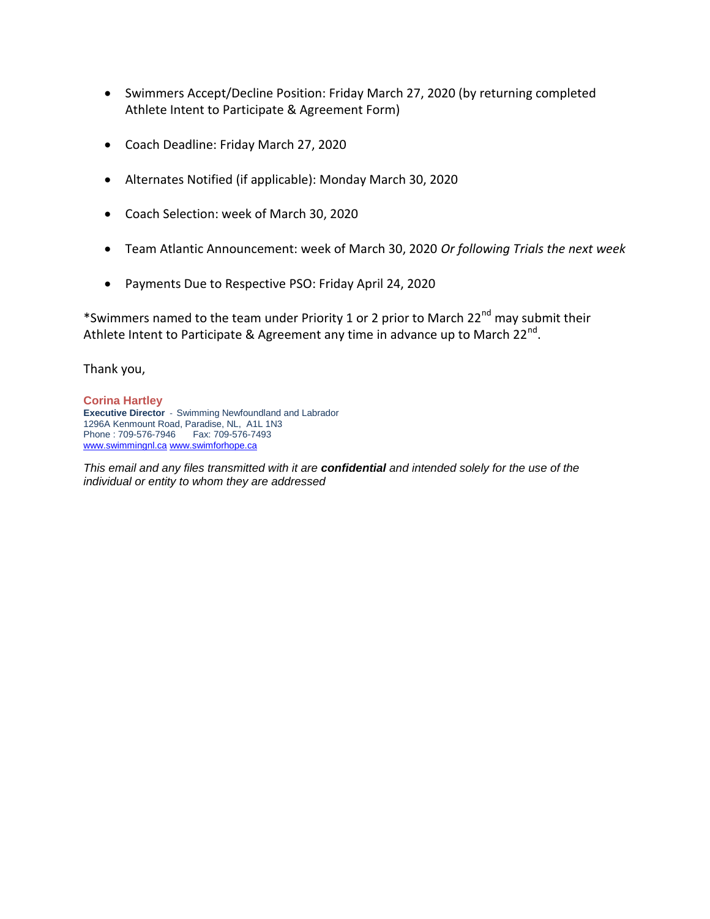- Swimmers Accept/Decline Position: Friday March 27, 2020 (by returning completed Athlete Intent to Participate & Agreement Form)

- Coach Deadline: Friday March 27, 2020

- Alternates Notified (if applicable): Monday March 30, 2020

- Coach Selection: week of March 30, 2020

- Team Atlantic Announcement: week of March 30, 2020 *Or following Trials the next week*

- Payments Due to Respective PSO: Friday April 24, 2020

*Swimmers named to the team under Priority 1 or 2 prior to March 22nd may submit their Athlete Intent to Participate & Agreement any time in advance up to March 22nd.

Thank you,

**Corina Hartley**
**Executive Director** - Swimming Newfoundland and Labrador
1296A Kenmount Road, Paradise, NL, A1L 1N3
Phone : 709-576-7946 Fax: 709-576-7493
www.swimmingnl.ca www.swimforhope.ca

*This email and any files transmitted with it are **confidential** and intended solely for the use of the individual or entity to whom they are addressed*